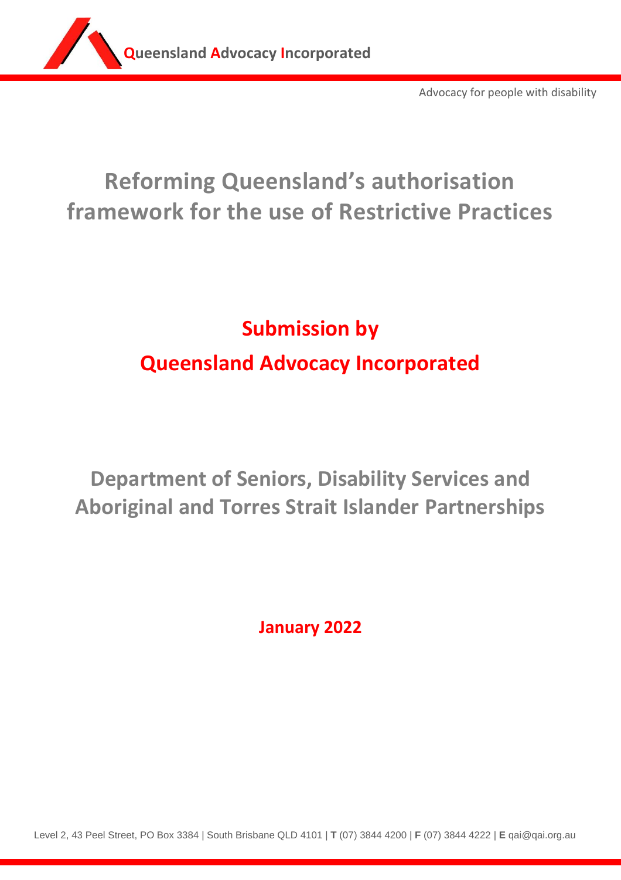**Queensland Advocacy Incorporated**

Advocacy for people with disability

# Reforming Queensland's authorisation framework for the use of Restrictive Practices

## Submission by

## Queensland Advocacy Incorporated

## Department of Seniors, Disability Services and Aboriginal and Torres Strait Islander Partnerships

**January 2022**

Level 2, 43 Peel Street, PO Box 3384 | South Brisbane QLD 4101 | **T** (07) 3844 4200 | **F** (07) 3844 4222 | **E** qai@qai.org.au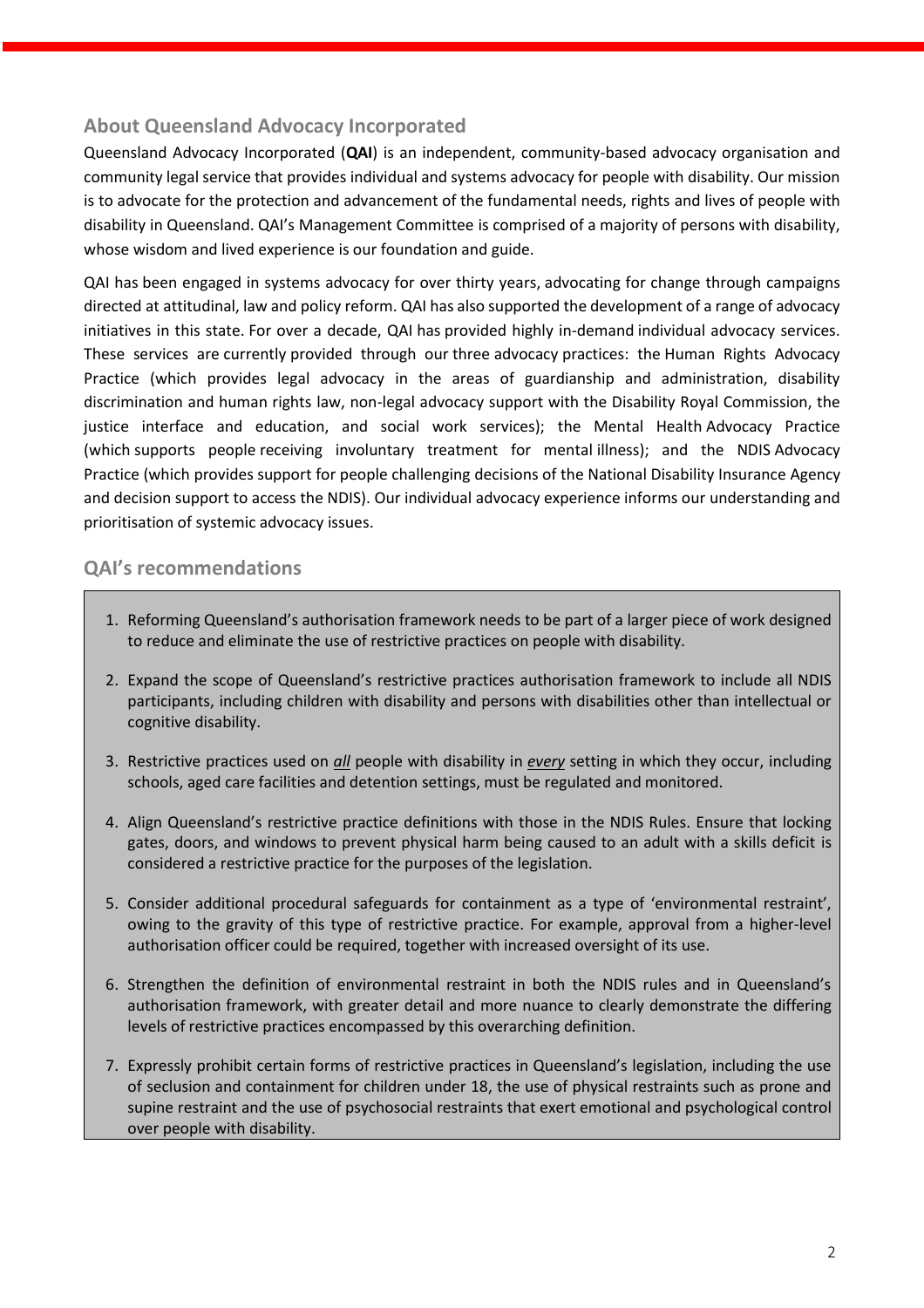## About Queensland Advocacy Incorporated

Queensland Advocacy Incorporated (**QAI**) is an independent, community-based advocacy organisation and community legal service that provides individual and systems advocacy for people with disability. Our mission is to advocate for the protection and advancement of the fundamental needs, rights and lives of people with disability in Queensland. QAI's Management Committee is comprised of a majority of persons with disability, whose wisdom and lived experience is our foundation and guide.

QAI has been engaged in systems advocacy for over thirty years, advocating for change through campaigns directed at attitudinal, law and policy reform. QAI has also supported the development of a range of advocacy initiatives in this state. For over a decade, QAI has provided highly in-demand individual advocacy services. These services are currently provided through our three advocacy practices: the Human Rights Advocacy Practice (which provides legal advocacy in the areas of guardianship and administration, disability discrimination and human rights law, non-legal advocacy support with the Disability Royal Commission, the justice interface and education, and social work services); the Mental Health Advocacy Practice (which supports people receiving involuntary treatment for mental illness); and the NDIS Advocacy Practice (which provides support for people challenging decisions of the National Disability Insurance Agency and decision support to access the NDIS). Our individual advocacy experience informs our understanding and prioritisation of systemic advocacy issues.

## QAI's recommendations

1. Reforming Queensland's authorisation framework needs to be part of a larger piece of work designed to reduce and eliminate the use of restrictive practices on people with disability.
2. Expand the scope of Queensland's restrictive practices authorisation framework to include all NDIS participants, including children with disability and persons with disabilities other than intellectual or cognitive disability.
3. Restrictive practices used on ***all*** people with disability in ***every*** setting in which they occur, including schools, aged care facilities and detention settings, must be regulated and monitored.
4. Align Queensland's restrictive practice definitions with those in the NDIS Rules. Ensure that locking gates, doors, and windows to prevent physical harm being caused to an adult with a skills deficit is considered a restrictive practice for the purposes of the legislation.
5. Consider additional procedural safeguards for containment as a type of 'environmental restraint', owing to the gravity of this type of restrictive practice. For example, approval from a higher-level authorisation officer could be required, together with increased oversight of its use.
6. Strengthen the definition of environmental restraint in both the NDIS rules and in Queensland's authorisation framework, with greater detail and more nuance to clearly demonstrate the differing levels of restrictive practices encompassed by this overarching definition.
7. Expressly prohibit certain forms of restrictive practices in Queensland's legislation, including the use of seclusion and containment for children under 18, the use of physical restraints such as prone and supine restraint and the use of psychosocial restraints that exert emotional and psychological control over people with disability.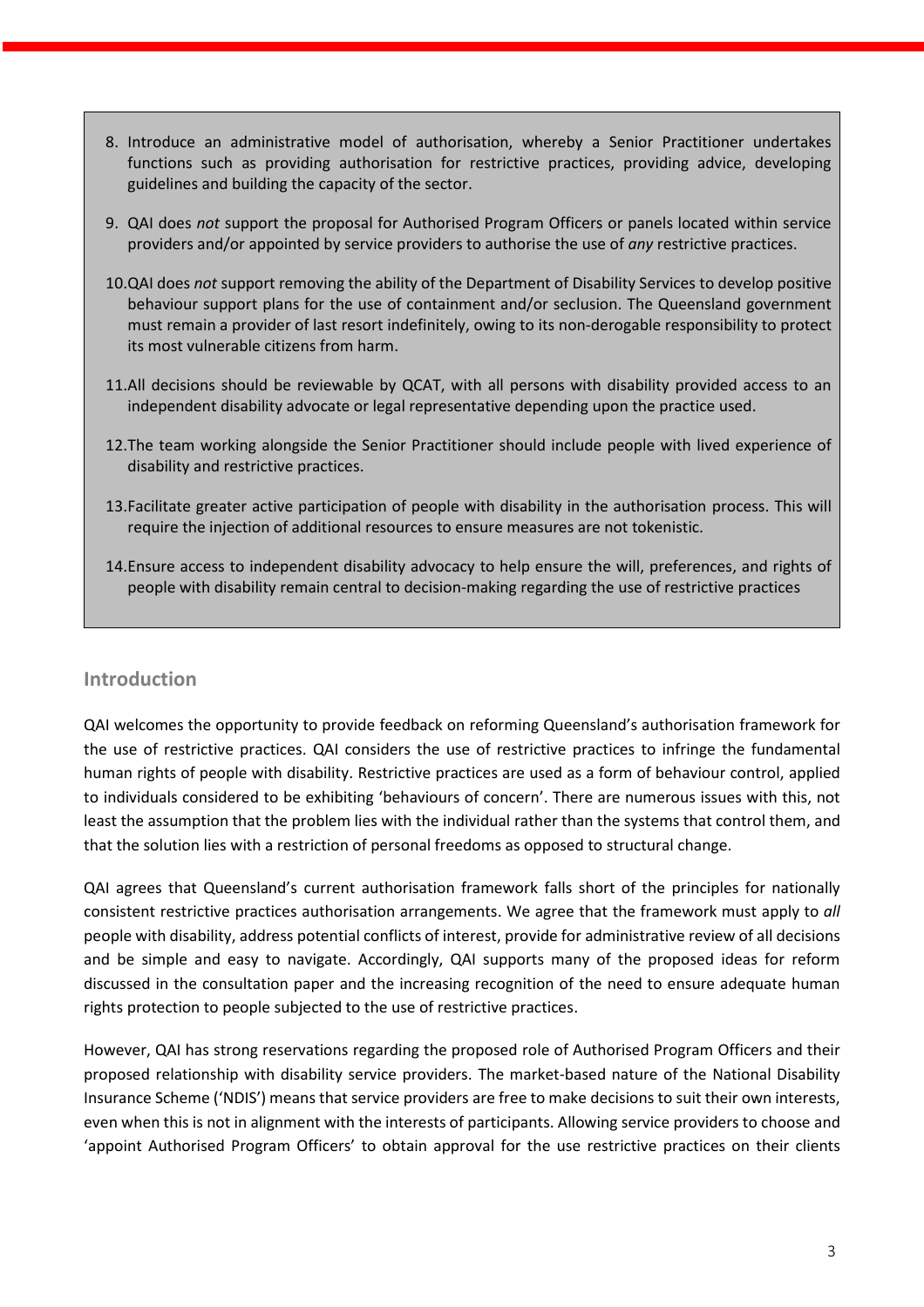8. Introduce an administrative model of authorisation, whereby a Senior Practitioner undertakes functions such as providing authorisation for restrictive practices, providing advice, developing guidelines and building the capacity of the sector.
9. QAI does *not* support the proposal for Authorised Program Officers or panels located within service providers and/or appointed by service providers to authorise the use of *any* restrictive practices.
10. QAI does *not* support removing the ability of the Department of Disability Services to develop positive behaviour support plans for the use of containment and/or seclusion. The Queensland government must remain a provider of last resort indefinitely, owing to its non-derogable responsibility to protect its most vulnerable citizens from harm.
11. All decisions should be reviewable by QCAT, with all persons with disability provided access to an independent disability advocate or legal representative depending upon the practice used.
12. The team working alongside the Senior Practitioner should include people with lived experience of disability and restrictive practices.
13. Facilitate greater active participation of people with disability in the authorisation process. This will require the injection of additional resources to ensure measures are not tokenistic.
14. Ensure access to independent disability advocacy to help ensure the will, preferences, and rights of people with disability remain central to decision-making regarding the use of restrictive practices

## Introduction

QAI welcomes the opportunity to provide feedback on reforming Queensland's authorisation framework for the use of restrictive practices. QAI considers the use of restrictive practices to infringe the fundamental human rights of people with disability. Restrictive practices are used as a form of behaviour control, applied to individuals considered to be exhibiting 'behaviours of concern'. There are numerous issues with this, not least the assumption that the problem lies with the individual rather than the systems that control them, and that the solution lies with a restriction of personal freedoms as opposed to structural change.

QAI agrees that Queensland's current authorisation framework falls short of the principles for nationally consistent restrictive practices authorisation arrangements. We agree that the framework must apply to *all* people with disability, address potential conflicts of interest, provide for administrative review of all decisions and be simple and easy to navigate. Accordingly, QAI supports many of the proposed ideas for reform discussed in the consultation paper and the increasing recognition of the need to ensure adequate human rights protection to people subjected to the use of restrictive practices.

However, QAI has strong reservations regarding the proposed role of Authorised Program Officers and their proposed relationship with disability service providers. The market-based nature of the National Disability Insurance Scheme ('NDIS') means that service providers are free to make decisions to suit their own interests, even when this is not in alignment with the interests of participants. Allowing service providers to choose and 'appoint Authorised Program Officers' to obtain approval for the use restrictive practices on their clients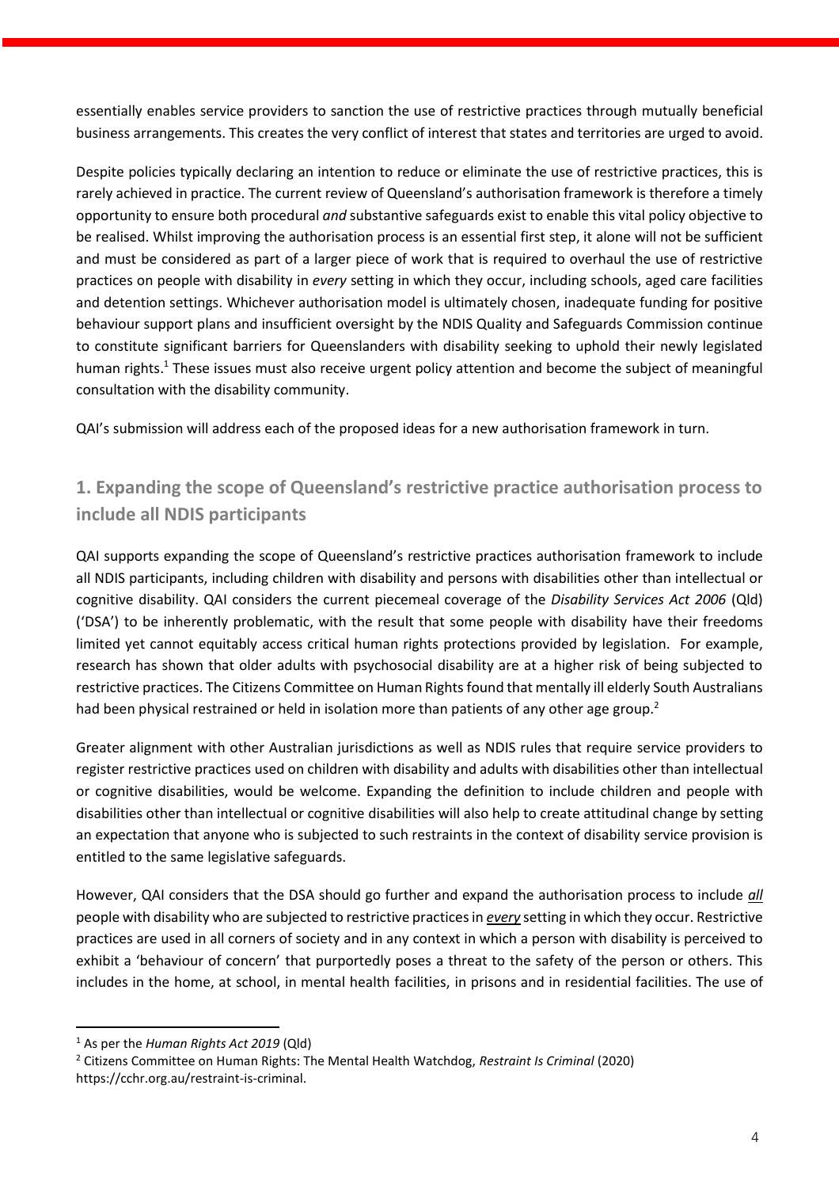essentially enables service providers to sanction the use of restrictive practices through mutually beneficial business arrangements. This creates the very conflict of interest that states and territories are urged to avoid.

Despite policies typically declaring an intention to reduce or eliminate the use of restrictive practices, this is rarely achieved in practice. The current review of Queensland's authorisation framework is therefore a timely opportunity to ensure both procedural *and* substantive safeguards exist to enable this vital policy objective to be realised. Whilst improving the authorisation process is an essential first step, it alone will not be sufficient and must be considered as part of a larger piece of work that is required to overhaul the use of restrictive practices on people with disability in *every* setting in which they occur, including schools, aged care facilities and detention settings. Whichever authorisation model is ultimately chosen, inadequate funding for positive behaviour support plans and insufficient oversight by the NDIS Quality and Safeguards Commission continue to constitute significant barriers for Queenslanders with disability seeking to uphold their newly legislated human rights.[1] These issues must also receive urgent policy attention and become the subject of meaningful consultation with the disability community.

QAI's submission will address each of the proposed ideas for a new authorisation framework in turn.

## 1. Expanding the scope of Queensland's restrictive practice authorisation process to include all NDIS participants

QAI supports expanding the scope of Queensland's restrictive practices authorisation framework to include all NDIS participants, including children with disability and persons with disabilities other than intellectual or cognitive disability. QAI considers the current piecemeal coverage of the *Disability Services Act 2006* (Qld) ('DSA') to be inherently problematic, with the result that some people with disability have their freedoms limited yet cannot equitably access critical human rights protections provided by legislation. For example, research has shown that older adults with psychosocial disability are at a higher risk of being subjected to restrictive practices. The Citizens Committee on Human Rights found that mentally ill elderly South Australians had been physical restrained or held in isolation more than patients of any other age group.[2]

Greater alignment with other Australian jurisdictions as well as NDIS rules that require service providers to register restrictive practices used on children with disability and adults with disabilities other than intellectual or cognitive disabilities, would be welcome. Expanding the definition to include children and people with disabilities other than intellectual or cognitive disabilities will also help to create attitudinal change by setting an expectation that anyone who is subjected to such restraints in the context of disability service provision is entitled to the same legislative safeguards.

However, QAI considers that the DSA should go further and expand the authorisation process to include ***all*** people with disability who are subjected to restrictive practices in ***every*** setting in which they occur. Restrictive practices are used in all corners of society and in any context in which a person with disability is perceived to exhibit a 'behaviour of concern' that purportedly poses a threat to the safety of the person or others. This includes in the home, at school, in mental health facilities, in prisons and in residential facilities. The use of

---

[1] As per the *Human Rights Act 2019* (Qld)

[2] Citizens Committee on Human Rights: The Mental Health Watchdog, *Restraint Is Criminal* (2020) https://cchr.org.au/restraint-is-criminal.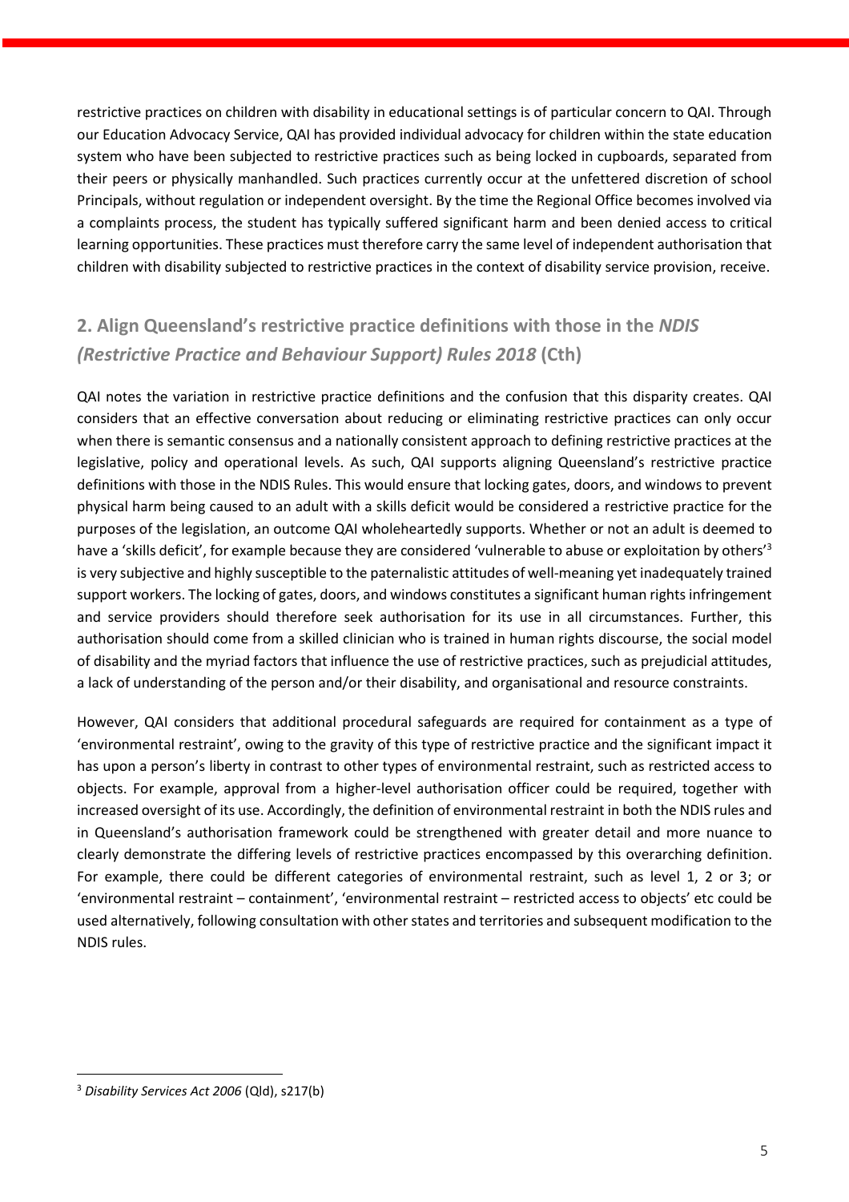restrictive practices on children with disability in educational settings is of particular concern to QAI. Through our Education Advocacy Service, QAI has provided individual advocacy for children within the state education system who have been subjected to restrictive practices such as being locked in cupboards, separated from their peers or physically manhandled. Such practices currently occur at the unfettered discretion of school Principals, without regulation or independent oversight. By the time the Regional Office becomes involved via a complaints process, the student has typically suffered significant harm and been denied access to critical learning opportunities. These practices must therefore carry the same level of independent authorisation that children with disability subjected to restrictive practices in the context of disability service provision, receive.

## 2. Align Queensland's restrictive practice definitions with those in the *NDIS (Restrictive Practice and Behaviour Support) Rules 2018* (Cth)

QAI notes the variation in restrictive practice definitions and the confusion that this disparity creates. QAI considers that an effective conversation about reducing or eliminating restrictive practices can only occur when there is semantic consensus and a nationally consistent approach to defining restrictive practices at the legislative, policy and operational levels. As such, QAI supports aligning Queensland's restrictive practice definitions with those in the NDIS Rules. This would ensure that locking gates, doors, and windows to prevent physical harm being caused to an adult with a skills deficit would be considered a restrictive practice for the purposes of the legislation, an outcome QAI wholeheartedly supports. Whether or not an adult is deemed to have a 'skills deficit', for example because they are considered 'vulnerable to abuse or exploitation by others'[3] is very subjective and highly susceptible to the paternalistic attitudes of well-meaning yet inadequately trained support workers. The locking of gates, doors, and windows constitutes a significant human rights infringement and service providers should therefore seek authorisation for its use in all circumstances. Further, this authorisation should come from a skilled clinician who is trained in human rights discourse, the social model of disability and the myriad factors that influence the use of restrictive practices, such as prejudicial attitudes, a lack of understanding of the person and/or their disability, and organisational and resource constraints.

However, QAI considers that additional procedural safeguards are required for containment as a type of 'environmental restraint', owing to the gravity of this type of restrictive practice and the significant impact it has upon a person's liberty in contrast to other types of environmental restraint, such as restricted access to objects. For example, approval from a higher-level authorisation officer could be required, together with increased oversight of its use. Accordingly, the definition of environmental restraint in both the NDIS rules and in Queensland's authorisation framework could be strengthened with greater detail and more nuance to clearly demonstrate the differing levels of restrictive practices encompassed by this overarching definition. For example, there could be different categories of environmental restraint, such as level 1, 2 or 3; or 'environmental restraint – containment', 'environmental restraint – restricted access to objects' etc could be used alternatively, following consultation with other states and territories and subsequent modification to the NDIS rules.

---

[3] *Disability Services Act 2006* (Qld), s217(b)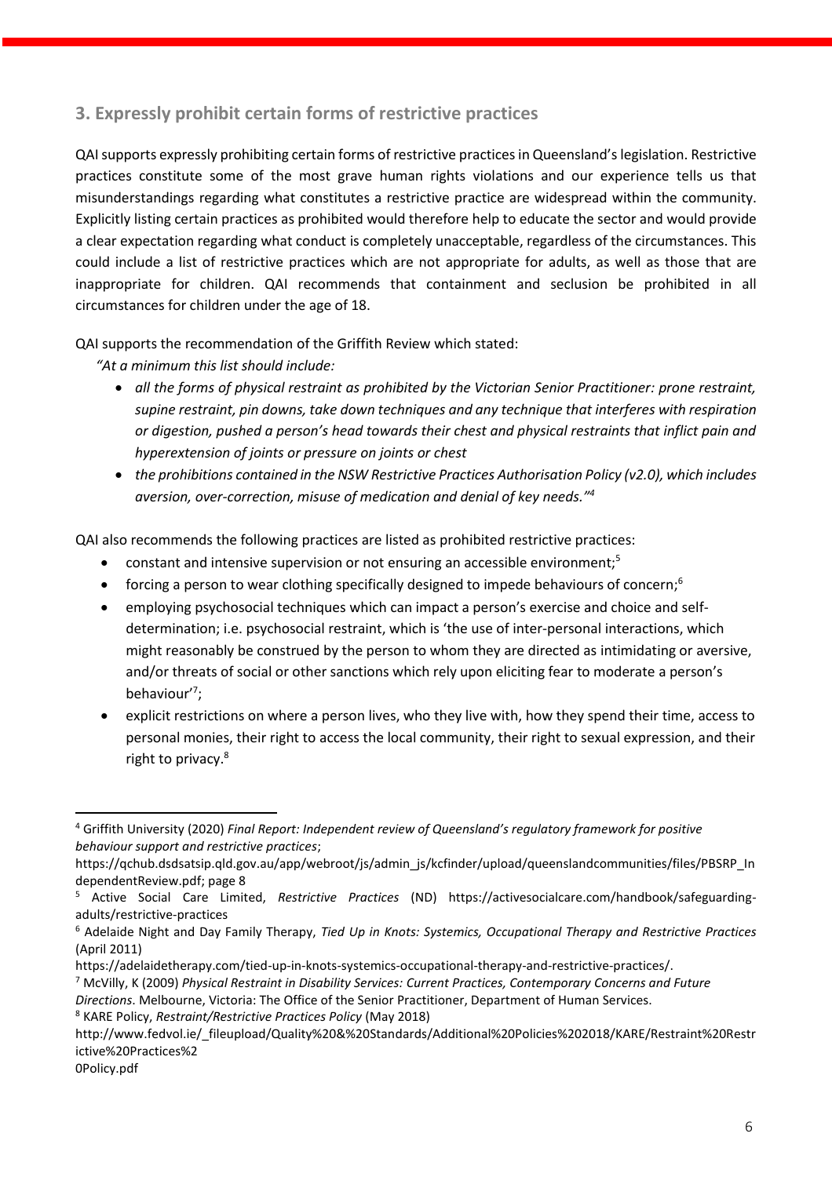## 3. Expressly prohibit certain forms of restrictive practices

QAI supports expressly prohibiting certain forms of restrictive practices in Queensland's legislation. Restrictive practices constitute some of the most grave human rights violations and our experience tells us that misunderstandings regarding what constitutes a restrictive practice are widespread within the community. Explicitly listing certain practices as prohibited would therefore help to educate the sector and would provide a clear expectation regarding what conduct is completely unacceptable, regardless of the circumstances. This could include a list of restrictive practices which are not appropriate for adults, as well as those that are inappropriate for children. QAI recommends that containment and seclusion be prohibited in all circumstances for children under the age of 18.

QAI supports the recommendation of the Griffith Review which stated:

*"At a minimum this list should include:*

- *all the forms of physical restraint as prohibited by the Victorian Senior Practitioner: prone restraint, supine restraint, pin downs, take down techniques and any technique that interferes with respiration or digestion, pushed a person's head towards their chest and physical restraints that inflict pain and hyperextension of joints or pressure on joints or chest*
- *the prohibitions contained in the NSW Restrictive Practices Authorisation Policy (v2.0), which includes aversion, over-correction, misuse of medication and denial of key needs."*[4]

QAI also recommends the following practices are listed as prohibited restrictive practices:

- constant and intensive supervision or not ensuring an accessible environment;[5]
- forcing a person to wear clothing specifically designed to impede behaviours of concern;[6]
- employing psychosocial techniques which can impact a person's exercise and choice and self-determination; i.e. psychosocial restraint, which is 'the use of inter-personal interactions, which might reasonably be construed by the person to whom they are directed as intimidating or aversive, and/or threats of social or other sanctions which rely upon eliciting fear to moderate a person's behaviour'[7];
- explicit restrictions on where a person lives, who they live with, how they spend their time, access to personal monies, their right to access the local community, their right to sexual expression, and their right to privacy.[8]

---

[4] Griffith University (2020) *Final Report: Independent review of Queensland's regulatory framework for positive behaviour support and restrictive practices*; https://qchub.dsdsatsip.qld.gov.au/app/webroot/js/admin_js/kcfinder/upload/queenslandcommunities/files/PBSRP_IndependentReview.pdf; page 8

[5] Active Social Care Limited, *Restrictive Practices* (ND) https://activesocialcare.com/handbook/safeguarding-adults/restrictive-practices

[6] Adelaide Night and Day Family Therapy, *Tied Up in Knots: Systemics, Occupational Therapy and Restrictive Practices* (April 2011) https://adelaidetherapy.com/tied-up-in-knots-systemics-occupational-therapy-and-restrictive-practices/.

[7] McVilly, K (2009) *Physical Restraint in Disability Services: Current Practices, Contemporary Concerns and Future Directions*. Melbourne, Victoria: The Office of the Senior Practitioner, Department of Human Services.

[8] KARE Policy, *Restraint/Restrictive Practices Policy* (May 2018) http://www.fedvol.ie/_fileupload/Quality%20&%20Standards/Additional%20Policies%202018/KARE/Restraint%20Restrictive%20Practices%20Policy.pdf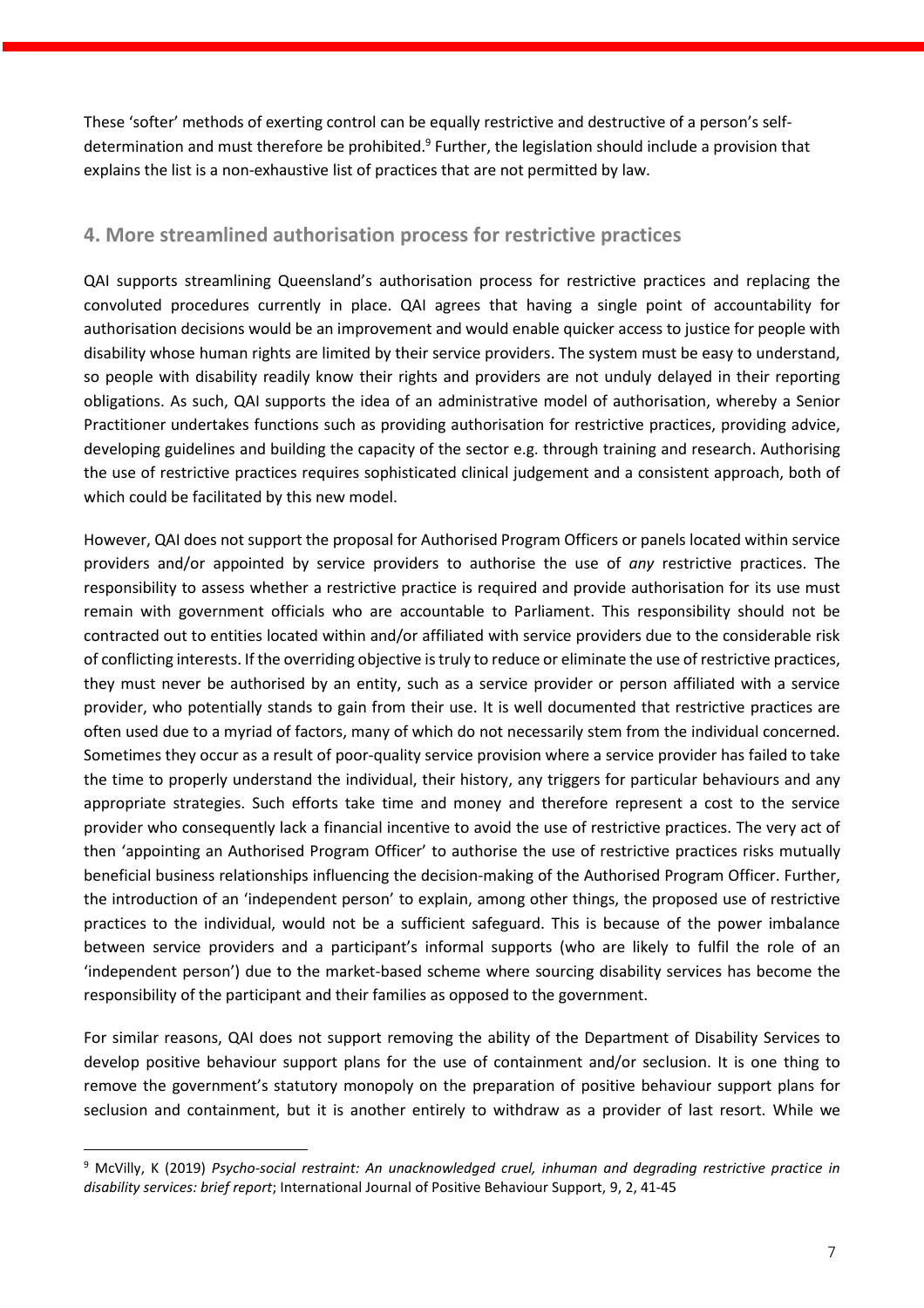These 'softer' methods of exerting control can be equally restrictive and destructive of a person's self-determination and must therefore be prohibited.[9] Further, the legislation should include a provision that explains the list is a non-exhaustive list of practices that are not permitted by law.

## 4. More streamlined authorisation process for restrictive practices

QAI supports streamlining Queensland's authorisation process for restrictive practices and replacing the convoluted procedures currently in place. QAI agrees that having a single point of accountability for authorisation decisions would be an improvement and would enable quicker access to justice for people with disability whose human rights are limited by their service providers. The system must be easy to understand, so people with disability readily know their rights and providers are not unduly delayed in their reporting obligations. As such, QAI supports the idea of an administrative model of authorisation, whereby a Senior Practitioner undertakes functions such as providing authorisation for restrictive practices, providing advice, developing guidelines and building the capacity of the sector e.g. through training and research. Authorising the use of restrictive practices requires sophisticated clinical judgement and a consistent approach, both of which could be facilitated by this new model.

However, QAI does not support the proposal for Authorised Program Officers or panels located within service providers and/or appointed by service providers to authorise the use of *any* restrictive practices. The responsibility to assess whether a restrictive practice is required and provide authorisation for its use must remain with government officials who are accountable to Parliament. This responsibility should not be contracted out to entities located within and/or affiliated with service providers due to the considerable risk of conflicting interests. If the overriding objective is truly to reduce or eliminate the use of restrictive practices, they must never be authorised by an entity, such as a service provider or person affiliated with a service provider, who potentially stands to gain from their use. It is well documented that restrictive practices are often used due to a myriad of factors, many of which do not necessarily stem from the individual concerned. Sometimes they occur as a result of poor-quality service provision where a service provider has failed to take the time to properly understand the individual, their history, any triggers for particular behaviours and any appropriate strategies. Such efforts take time and money and therefore represent a cost to the service provider who consequently lack a financial incentive to avoid the use of restrictive practices. The very act of then 'appointing an Authorised Program Officer' to authorise the use of restrictive practices risks mutually beneficial business relationships influencing the decision-making of the Authorised Program Officer. Further, the introduction of an 'independent person' to explain, among other things, the proposed use of restrictive practices to the individual, would not be a sufficient safeguard. This is because of the power imbalance between service providers and a participant's informal supports (who are likely to fulfil the role of an 'independent person') due to the market-based scheme where sourcing disability services has become the responsibility of the participant and their families as opposed to the government.

For similar reasons, QAI does not support removing the ability of the Department of Disability Services to develop positive behaviour support plans for the use of containment and/or seclusion. It is one thing to remove the government's statutory monopoly on the preparation of positive behaviour support plans for seclusion and containment, but it is another entirely to withdraw as a provider of last resort. While we

---

[9] McVilly, K (2019) *Psycho-social restraint: An unacknowledged cruel, inhuman and degrading restrictive practice in disability services: brief report*; International Journal of Positive Behaviour Support, 9, 2, 41-45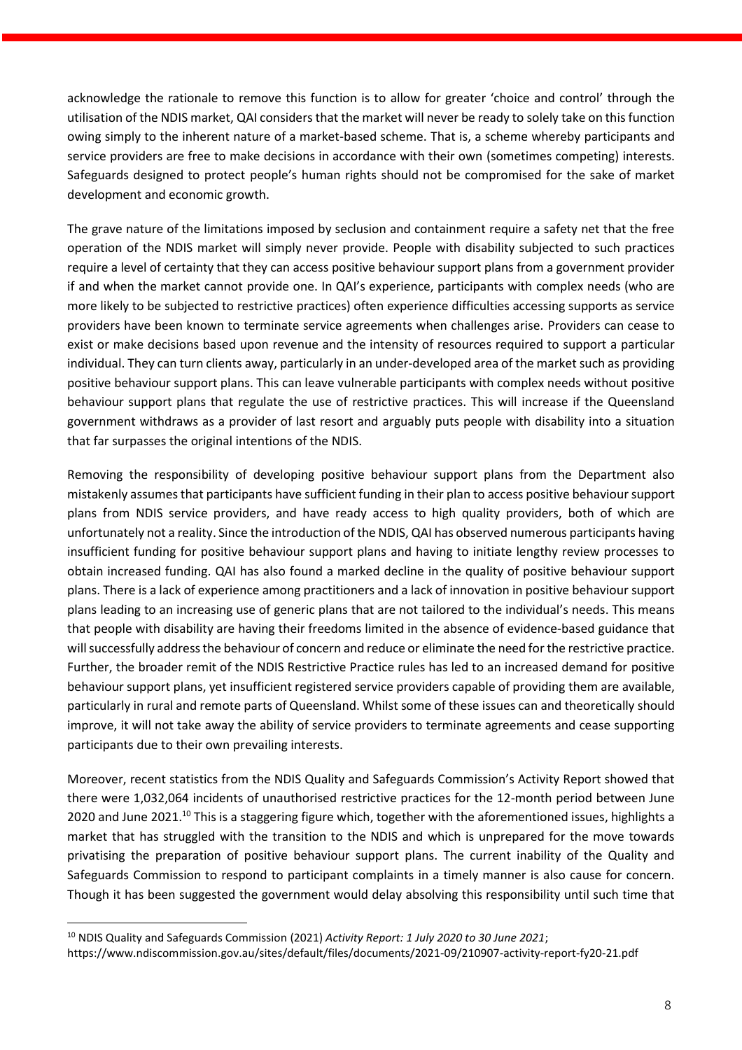acknowledge the rationale to remove this function is to allow for greater 'choice and control' through the utilisation of the NDIS market, QAI considers that the market will never be ready to solely take on this function owing simply to the inherent nature of a market-based scheme. That is, a scheme whereby participants and service providers are free to make decisions in accordance with their own (sometimes competing) interests. Safeguards designed to protect people's human rights should not be compromised for the sake of market development and economic growth.

The grave nature of the limitations imposed by seclusion and containment require a safety net that the free operation of the NDIS market will simply never provide. People with disability subjected to such practices require a level of certainty that they can access positive behaviour support plans from a government provider if and when the market cannot provide one. In QAI's experience, participants with complex needs (who are more likely to be subjected to restrictive practices) often experience difficulties accessing supports as service providers have been known to terminate service agreements when challenges arise. Providers can cease to exist or make decisions based upon revenue and the intensity of resources required to support a particular individual. They can turn clients away, particularly in an under-developed area of the market such as providing positive behaviour support plans. This can leave vulnerable participants with complex needs without positive behaviour support plans that regulate the use of restrictive practices. This will increase if the Queensland government withdraws as a provider of last resort and arguably puts people with disability into a situation that far surpasses the original intentions of the NDIS.

Removing the responsibility of developing positive behaviour support plans from the Department also mistakenly assumes that participants have sufficient funding in their plan to access positive behaviour support plans from NDIS service providers, and have ready access to high quality providers, both of which are unfortunately not a reality. Since the introduction of the NDIS, QAI has observed numerous participants having insufficient funding for positive behaviour support plans and having to initiate lengthy review processes to obtain increased funding. QAI has also found a marked decline in the quality of positive behaviour support plans. There is a lack of experience among practitioners and a lack of innovation in positive behaviour support plans leading to an increasing use of generic plans that are not tailored to the individual's needs. This means that people with disability are having their freedoms limited in the absence of evidence-based guidance that will successfully address the behaviour of concern and reduce or eliminate the need for the restrictive practice. Further, the broader remit of the NDIS Restrictive Practice rules has led to an increased demand for positive behaviour support plans, yet insufficient registered service providers capable of providing them are available, particularly in rural and remote parts of Queensland. Whilst some of these issues can and theoretically should improve, it will not take away the ability of service providers to terminate agreements and cease supporting participants due to their own prevailing interests.

Moreover, recent statistics from the NDIS Quality and Safeguards Commission's Activity Report showed that there were 1,032,064 incidents of unauthorised restrictive practices for the 12-month period between June 2020 and June 2021.[10] This is a staggering figure which, together with the aforementioned issues, highlights a market that has struggled with the transition to the NDIS and which is unprepared for the move towards privatising the preparation of positive behaviour support plans. The current inability of the Quality and Safeguards Commission to respond to participant complaints in a timely manner is also cause for concern. Though it has been suggested the government would delay absolving this responsibility until such time that

[10] NDIS Quality and Safeguards Commission (2021) *Activity Report: 1 July 2020 to 30 June 2021*; https://www.ndiscommission.gov.au/sites/default/files/documents/2021-09/210907-activity-report-fy20-21.pdf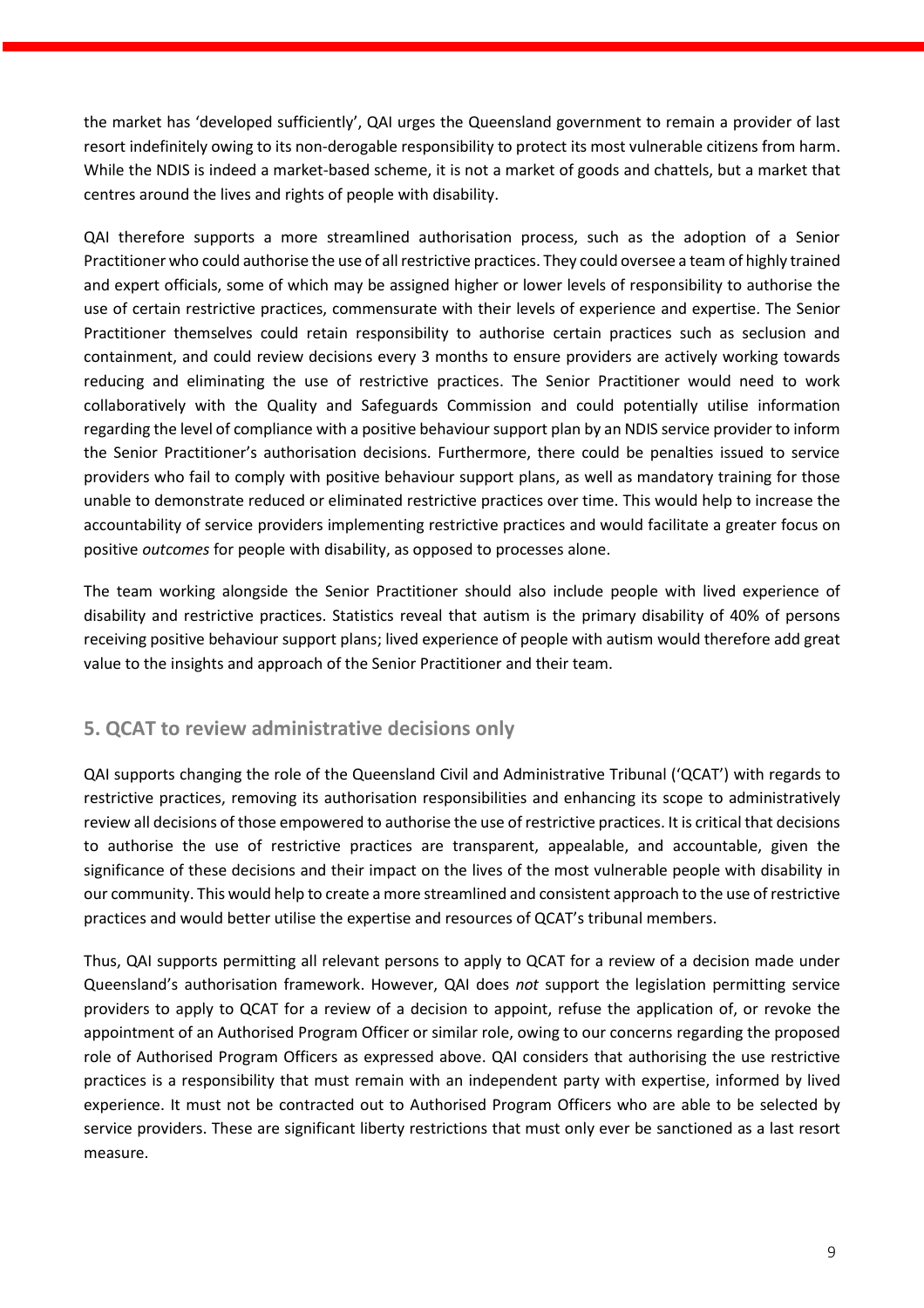the market has 'developed sufficiently', QAI urges the Queensland government to remain a provider of last resort indefinitely owing to its non-derogable responsibility to protect its most vulnerable citizens from harm. While the NDIS is indeed a market-based scheme, it is not a market of goods and chattels, but a market that centres around the lives and rights of people with disability.

QAI therefore supports a more streamlined authorisation process, such as the adoption of a Senior Practitioner who could authorise the use of all restrictive practices. They could oversee a team of highly trained and expert officials, some of which may be assigned higher or lower levels of responsibility to authorise the use of certain restrictive practices, commensurate with their levels of experience and expertise. The Senior Practitioner themselves could retain responsibility to authorise certain practices such as seclusion and containment, and could review decisions every 3 months to ensure providers are actively working towards reducing and eliminating the use of restrictive practices. The Senior Practitioner would need to work collaboratively with the Quality and Safeguards Commission and could potentially utilise information regarding the level of compliance with a positive behaviour support plan by an NDIS service provider to inform the Senior Practitioner's authorisation decisions. Furthermore, there could be penalties issued to service providers who fail to comply with positive behaviour support plans, as well as mandatory training for those unable to demonstrate reduced or eliminated restrictive practices over time. This would help to increase the accountability of service providers implementing restrictive practices and would facilitate a greater focus on positive *outcomes* for people with disability, as opposed to processes alone.

The team working alongside the Senior Practitioner should also include people with lived experience of disability and restrictive practices. Statistics reveal that autism is the primary disability of 40% of persons receiving positive behaviour support plans; lived experience of people with autism would therefore add great value to the insights and approach of the Senior Practitioner and their team.

## 5. QCAT to review administrative decisions only

QAI supports changing the role of the Queensland Civil and Administrative Tribunal ('QCAT') with regards to restrictive practices, removing its authorisation responsibilities and enhancing its scope to administratively review all decisions of those empowered to authorise the use of restrictive practices. It is critical that decisions to authorise the use of restrictive practices are transparent, appealable, and accountable, given the significance of these decisions and their impact on the lives of the most vulnerable people with disability in our community. This would help to create a more streamlined and consistent approach to the use of restrictive practices and would better utilise the expertise and resources of QCAT's tribunal members.

Thus, QAI supports permitting all relevant persons to apply to QCAT for a review of a decision made under Queensland's authorisation framework. However, QAI does *not* support the legislation permitting service providers to apply to QCAT for a review of a decision to appoint, refuse the application of, or revoke the appointment of an Authorised Program Officer or similar role, owing to our concerns regarding the proposed role of Authorised Program Officers as expressed above. QAI considers that authorising the use restrictive practices is a responsibility that must remain with an independent party with expertise, informed by lived experience. It must not be contracted out to Authorised Program Officers who are able to be selected by service providers. These are significant liberty restrictions that must only ever be sanctioned as a last resort measure.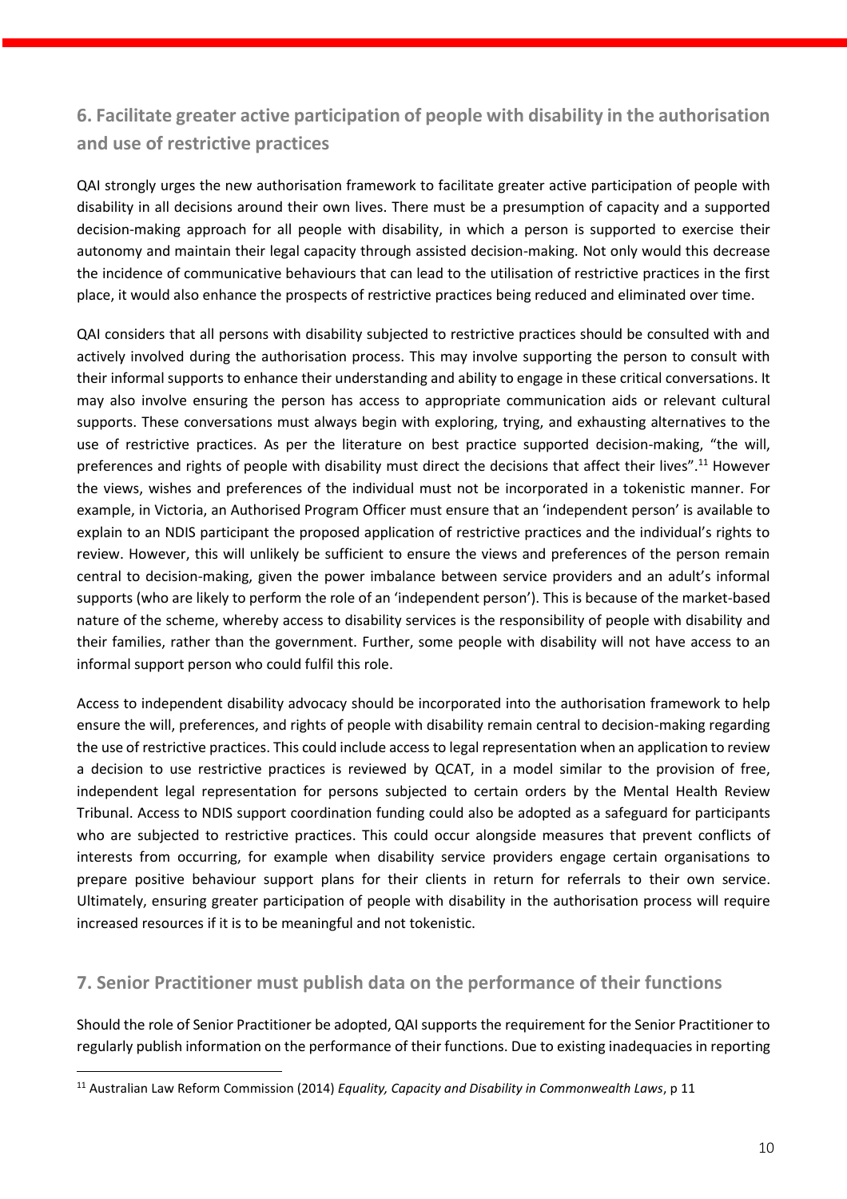## 6. Facilitate greater active participation of people with disability in the authorisation and use of restrictive practices

QAI strongly urges the new authorisation framework to facilitate greater active participation of people with disability in all decisions around their own lives. There must be a presumption of capacity and a supported decision-making approach for all people with disability, in which a person is supported to exercise their autonomy and maintain their legal capacity through assisted decision-making. Not only would this decrease the incidence of communicative behaviours that can lead to the utilisation of restrictive practices in the first place, it would also enhance the prospects of restrictive practices being reduced and eliminated over time.

QAI considers that all persons with disability subjected to restrictive practices should be consulted with and actively involved during the authorisation process. This may involve supporting the person to consult with their informal supports to enhance their understanding and ability to engage in these critical conversations. It may also involve ensuring the person has access to appropriate communication aids or relevant cultural supports. These conversations must always begin with exploring, trying, and exhausting alternatives to the use of restrictive practices. As per the literature on best practice supported decision-making, "the will, preferences and rights of people with disability must direct the decisions that affect their lives".[11] However the views, wishes and preferences of the individual must not be incorporated in a tokenistic manner. For example, in Victoria, an Authorised Program Officer must ensure that an 'independent person' is available to explain to an NDIS participant the proposed application of restrictive practices and the individual's rights to review. However, this will unlikely be sufficient to ensure the views and preferences of the person remain central to decision-making, given the power imbalance between service providers and an adult's informal supports (who are likely to perform the role of an 'independent person'). This is because of the market-based nature of the scheme, whereby access to disability services is the responsibility of people with disability and their families, rather than the government. Further, some people with disability will not have access to an informal support person who could fulfil this role.

Access to independent disability advocacy should be incorporated into the authorisation framework to help ensure the will, preferences, and rights of people with disability remain central to decision-making regarding the use of restrictive practices. This could include access to legal representation when an application to review a decision to use restrictive practices is reviewed by QCAT, in a model similar to the provision of free, independent legal representation for persons subjected to certain orders by the Mental Health Review Tribunal. Access to NDIS support coordination funding could also be adopted as a safeguard for participants who are subjected to restrictive practices. This could occur alongside measures that prevent conflicts of interests from occurring, for example when disability service providers engage certain organisations to prepare positive behaviour support plans for their clients in return for referrals to their own service. Ultimately, ensuring greater participation of people with disability in the authorisation process will require increased resources if it is to be meaningful and not tokenistic.

## 7. Senior Practitioner must publish data on the performance of their functions

Should the role of Senior Practitioner be adopted, QAI supports the requirement for the Senior Practitioner to regularly publish information on the performance of their functions. Due to existing inadequacies in reporting

---

[11] Australian Law Reform Commission (2014) *Equality, Capacity and Disability in Commonwealth Laws*, p 11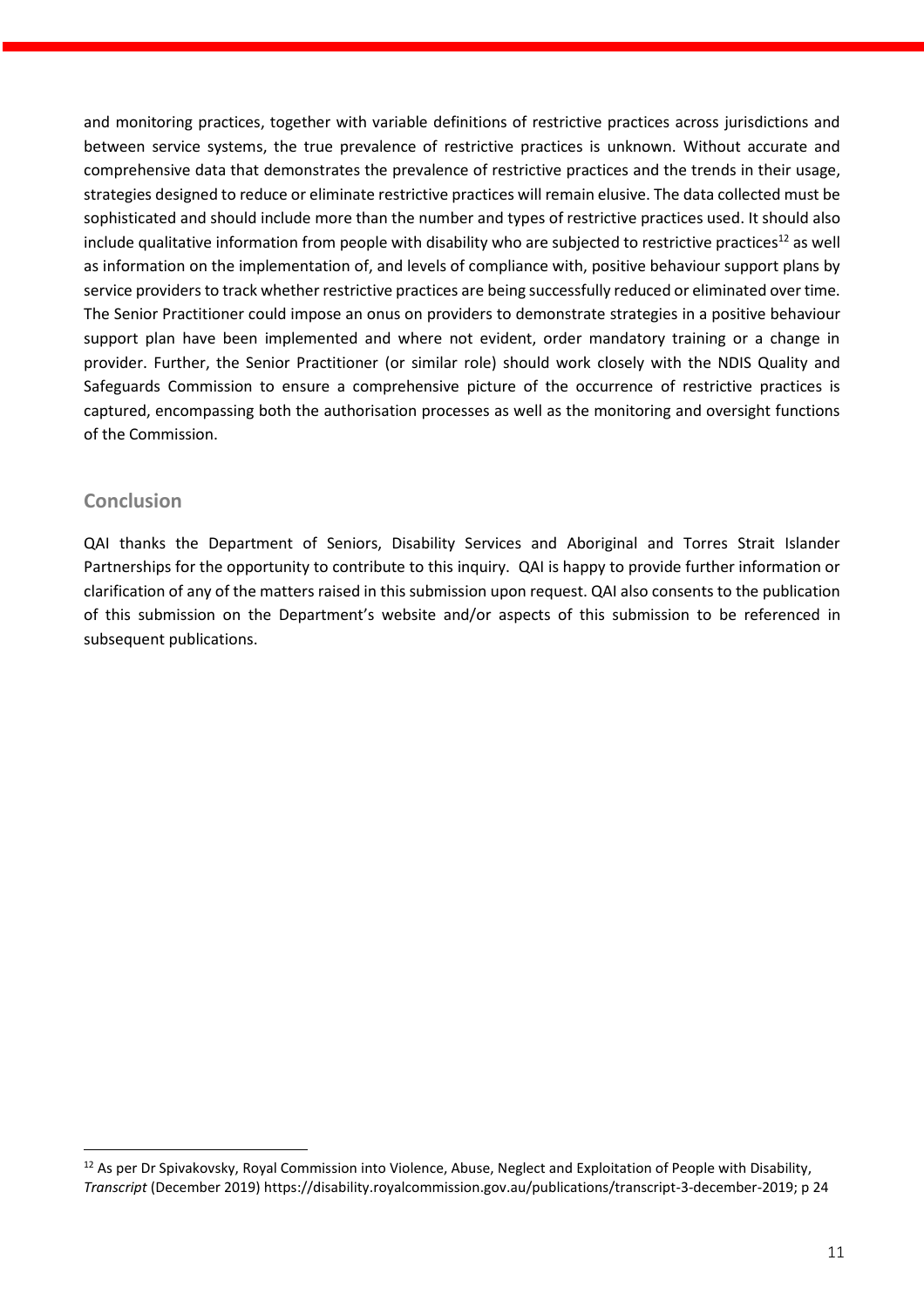and monitoring practices, together with variable definitions of restrictive practices across jurisdictions and between service systems, the true prevalence of restrictive practices is unknown. Without accurate and comprehensive data that demonstrates the prevalence of restrictive practices and the trends in their usage, strategies designed to reduce or eliminate restrictive practices will remain elusive. The data collected must be sophisticated and should include more than the number and types of restrictive practices used. It should also include qualitative information from people with disability who are subjected to restrictive practices[12] as well as information on the implementation of, and levels of compliance with, positive behaviour support plans by service providers to track whether restrictive practices are being successfully reduced or eliminated over time. The Senior Practitioner could impose an onus on providers to demonstrate strategies in a positive behaviour support plan have been implemented and where not evident, order mandatory training or a change in provider. Further, the Senior Practitioner (or similar role) should work closely with the NDIS Quality and Safeguards Commission to ensure a comprehensive picture of the occurrence of restrictive practices is captured, encompassing both the authorisation processes as well as the monitoring and oversight functions of the Commission.

## Conclusion

QAI thanks the Department of Seniors, Disability Services and Aboriginal and Torres Strait Islander Partnerships for the opportunity to contribute to this inquiry. QAI is happy to provide further information or clarification of any of the matters raised in this submission upon request. QAI also consents to the publication of this submission on the Department's website and/or aspects of this submission to be referenced in subsequent publications.

---

[12] As per Dr Spivakovsky, Royal Commission into Violence, Abuse, Neglect and Exploitation of People with Disability, *Transcript* (December 2019) https://disability.royalcommission.gov.au/publications/transcript-3-december-2019; p 24